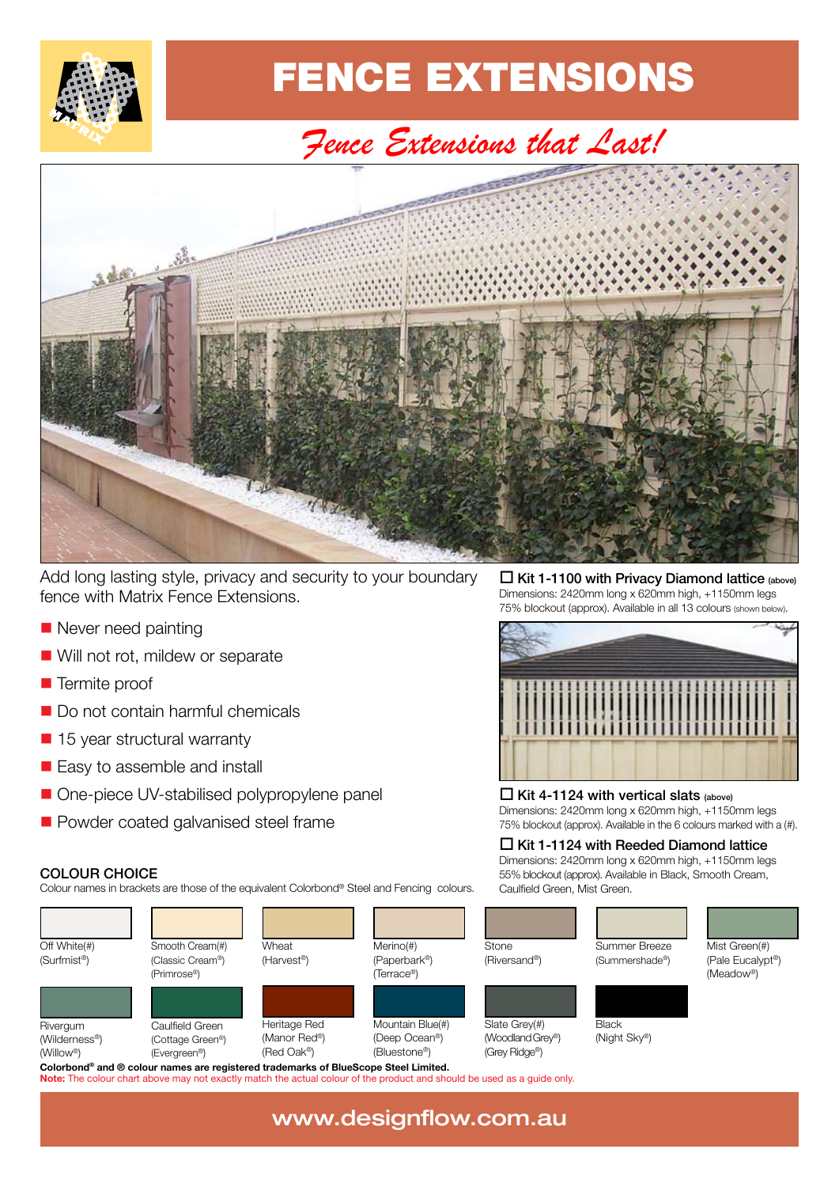# FENCE EXTENSIONS

*Fence Extensions that Last!*

Add long lasting style, privacy and security to your boundary fence with Matrix Fence Extensions.

- Never need painting
- Will not rot, mildew or separate
- Termite proof
- Do not contain harmful chemicals
- 15 year structural warranty
- Easy to assemble and install
- One-piece UV-stabilised polypropylene panel
- Powder coated galvanised steel frame

☐ **Kit 1-1100 with Privacy Diamond lattice** (above)
Dimensions: 2420mm long x 620mm high, +1150mm legs
75% blockout (approx). Available in all 13 colours (shown below).

☐ **Kit 4-1124 with vertical slats** (above)
Dimensions: 2420mm long x 620mm high, +1150mm legs
75% blockout (approx). Available in the 6 colours marked with a (#).

☐ **Kit 1-1124 with Reeded Diamond lattice**
Dimensions: 2420mm long x 620mm high, +1150mm legs
55% blockout (approx). Available in Black, Smooth Cream, Caulfield Green, Mist Green.

## COLOUR CHOICE

Colour names in brackets are those of the equivalent Colorbond® Steel and Fencing colours.

| | | | | | | |
|---|---|---|---|---|---|---|
| Off White(#) (Surfmist®) | Smooth Cream(#) (Classic Cream®) (Primrose®) | Wheat (Harvest®) | Merino(#) (Paperbark®) (Terrace®) | Stone (Riversand®) | Summer Breeze (Summershade®) | Mist Green(#) (Pale Eucalypt®) (Meadow®) |
| Rivergum (Wilderness®) (Willow®) | Caulfield Green (Cottage Green®) (Evergreen®) | Heritage Red (Manor Red®) (Red Oak®) | Mountain Blue(#) (Deep Ocean®) (Bluestone®) | Slate Grey(#) (Woodland Grey®) (Grey Ridge®) | Black (Night Sky®) | |

**Colorbond® and ® colour names are registered trademarks of BlueScope Steel Limited.**

**Note:** The colour chart above may not exactly match the actual colour of the product and should be used as a guide only.

www.designflow.com.au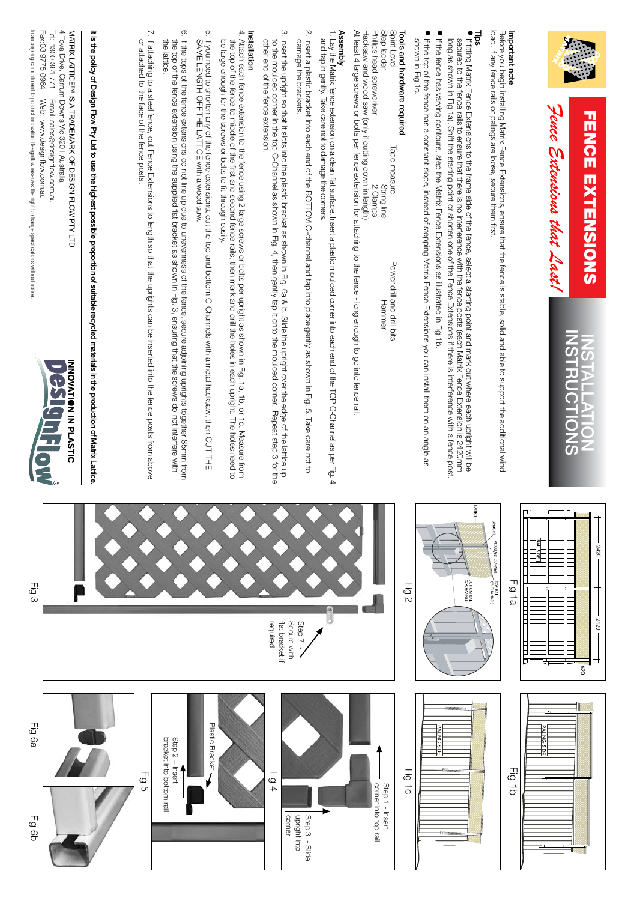# FENCE EXTENSIONS

*Fence Extensions that Last!*

# INSTALLATION INSTRUCTIONS

### Important note

Before you begin installing Matrix Fence Extensions, ensure that the fence is stable, solid and able to support the additional wind load. If any fence rails or palings are loose, secure them first.

### Tips

- If fitting Matrix Fence Extensions to the frame side of the fence, select a starting point and mark out where each upright will be secured to the fence rails to ensure that there is no interference with the fence posts (each Matrix Fence Extension is 2420mm long as shown in Fig 1a). Shift the starting point or shorten one of the Fence Extensions if there is interference with a fence post.
- If the fence has varying contours, step the Matrix Fence Extensions as illustrated in Fig 1b.
- If the top of the fence has a constant slope, instead of stepping Matrix Fence Extensions you can install them on an angle as shown in Fig 1c.

### Tools and hardware required

Spirit Level
Tape measure
Power drill and drill bits
Step ladder
String line
Hammer
Phillips head screwdriver
2 Clamps
Hacksaw and wood saw (only if cutting down in length)
At least 4 large screws or bolts per fence extension for attaching to the fence - long enough to go into fence rail.

### Assembly

1. Lay the Matrix fence extension on a clean flat surface. Insert a plastic moulded corner into each end of the TOP C-Channel as per Fig. 4 and tap in gently. Take care not to damage the corners.
2. Insert a plastic bracket into each end of the BOTTOM C-channel and tap into place gently as shown in Fig. 5. Take care not to damage the brackets.
3. Insert the upright so that it slots into the plastic bracket as shown in Fig. 6a & b. Slide the upright over the edge of the lattice up to the moulded corner in the top C-Channel as shown in Fig. 4, then gently tap it onto the moulded corner. Repeat step 3 for the other end of the fence extension.

### Installation

4. Attach each fence extension to the fence using 2 large screws or bolts per upright as shown in Fig. 1a, 1b, or 1c. Measure from the top of the fence to middle of the first and second fence rails, then mark and drill the holes in each upright. The holes need to be large enough for the screws or bolts to fit through easily.
5. If you need to shorten any of the fence extensions, cut the top and bottom C-Channels with a metal hacksaw, then CUT THE SAME LENGTH OFF THE LATTICE with a wood saw.
6. If the tops of the fence extensions do not line up due to unevenness of the fence, secure adjoining uprights together 85mm from the top of the fence extension using the supplied flat bracket as shown in Fig. 3, ensuring that the screws do not interfere with the lattice.
7. If attaching to a steel fence, cut Fence Extensions to length so that the uprights can be inserted into the fence posts from above or attached to the face of the fence posts.

**It is the policy of Design Flow Pty Ltd to use the highest possible proportion of suitable recycled materials in the production of Matrix Lattice.**

MATRIX LATTICE™ IS A TRADEMARK OF DESIGN FLOW PTY LTD
4 Tova Drive, Carrum Downs Vic 3201 Australia
Tel: 1300 361 771 Email: sales@designflow.com.au
Fax:03 9775 0964 Web: www.designflow.com.au
In an ongoing commitment to product innovation Designflow reserves the right to change specifications without notice.

**INNOVATION IN PLASTIC**
DesignFlow®

Fig 1a

2420
2420
620
RAIL SIDE

Fig 1b

PALING SIDE

Fig 1c

PALING SIDE

Fig 2

UPRIGHT
MOULDED CORNER
TOP RAIL (C-CHANNEL)
BOTTOM RAIL (C-CHANNEL)
LATTICE

Fig 3

Step 7 - Secure with flat bracket if required

Fig 4

Step 1 - Insert corner into top rail
Step 3 - Slide upright into corner

Fig 5

Plastic Bracket
Step 2 – Insert bracket into bottom rail

Fig 6a

Fig 6b